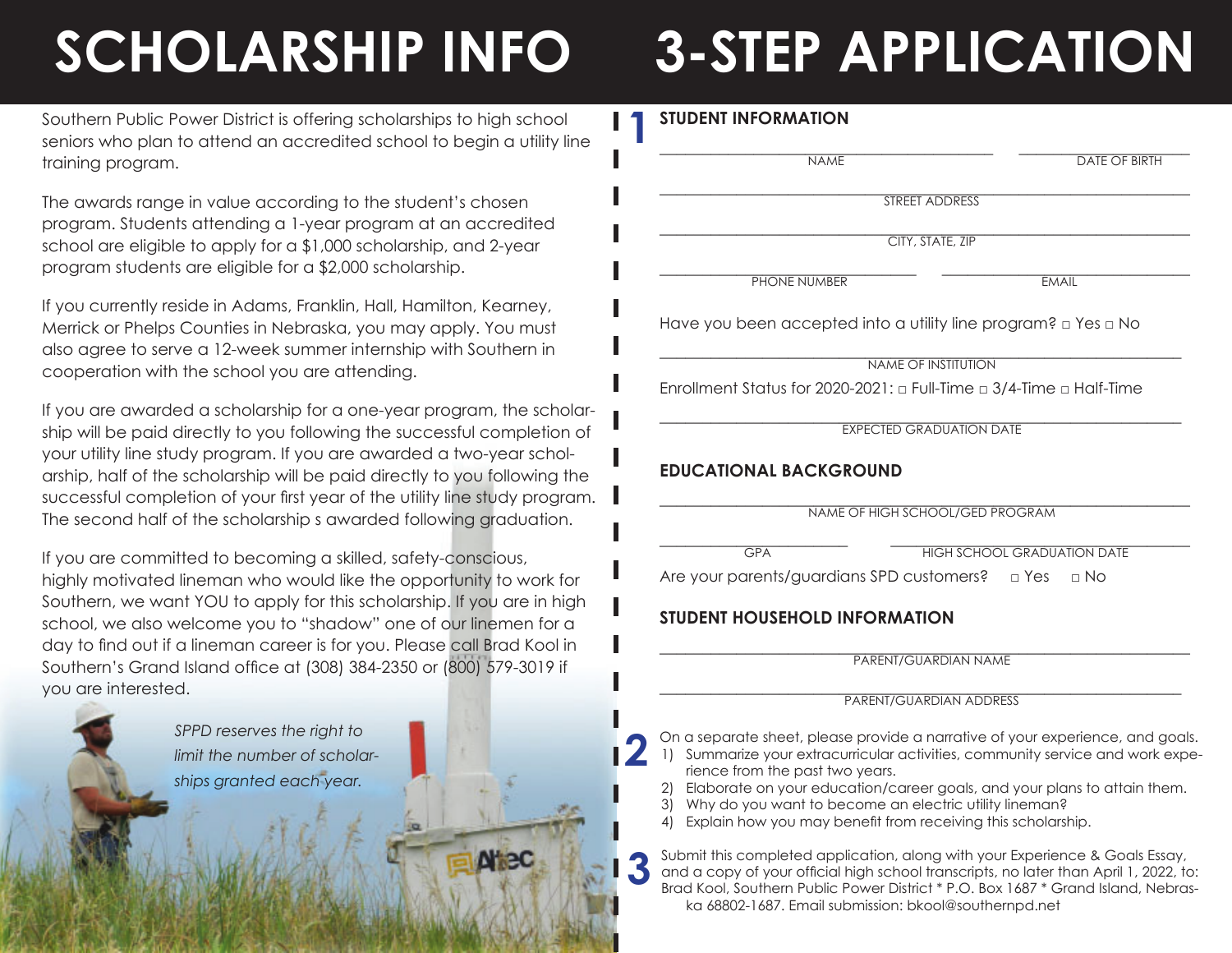# SCHOLARSHIP INFO

Southern Public Power District is offering scholarships to high school seniors who plan to attend an accredited school to begin a utility line training program.

The awards range in value according to the student's chosen program. Students attending a 1-year program at an accredited school are eligible to apply for a $1,000 scholarship, and 2-year program students are eligible for a $2,000 scholarship.

If you currently reside in Adams, Franklin, Hall, Hamilton, Kearney, Merrick or Phelps Counties in Nebraska, you may apply. You must also agree to serve a 12-week summer internship with Southern in cooperation with the school you are attending.

If you are awarded a scholarship for a one-year program, the scholarship will be paid directly to you following the successful completion of your utility line study program. If you are awarded a two-year scholarship, half of the scholarship will be paid directly to you following the successful completion of your first year of the utility line study program. The second half of the scholarship s awarded following graduation.

If you are committed to becoming a skilled, safety-conscious, highly motivated lineman who would like the opportunity to work for Southern, we want YOU to apply for this scholarship. If you are in high school, we also welcome you to "shadow" one of our linemen for a day to find out if a lineman career is for you. Please call Brad Kool in Southern's Grand Island office at (308) 384-2350 or (800) 579-3019 if you are interested.

*SPPD reserves the right to limit the number of scholarships granted each year.*

# 3-STEP APPLICATION

## 1

### STUDENT INFORMATION

NAME ______________________ DATE OF BIRTH ______________________

STREET ADDRESS ______________________

CITY, STATE, ZIP ______________________

PHONE NUMBER ______________________ EMAIL ______________________

Have you been accepted into a utility line program? □ Yes □ No

NAME OF INSTITUTION ______________________

Enrollment Status for 2020-2021: □ Full-Time □ 3/4-Time □ Half-Time

EXPECTED GRADUATION DATE ______________________

### EDUCATIONAL BACKGROUND

NAME OF HIGH SCHOOL/GED PROGRAM ______________________

GPA ______________________ HIGH SCHOOL GRADUATION DATE ______________________

Are your parents/guardians SPD customers? □ Yes □ No

### STUDENT HOUSEHOLD INFORMATION

PARENT/GUARDIAN NAME ______________________

PARENT/GUARDIAN ADDRESS ______________________

## 2

On a separate sheet, please provide a narrative of your experience, and goals.

1) Summarize your extracurricular activities, community service and work experience from the past two years.
2) Elaborate on your education/career goals, and your plans to attain them.
3) Why do you want to become an electric utility lineman?
4) Explain how you may benefit from receiving this scholarship.

## 3

Submit this completed application, along with your Experience & Goals Essay, and a copy of your official high school transcripts, no later than April 1, 2022, to: Brad Kool, Southern Public Power District * P.O. Box 1687 * Grand Island, Nebraska 68802-1687. Email submission: bkool@southernpd.net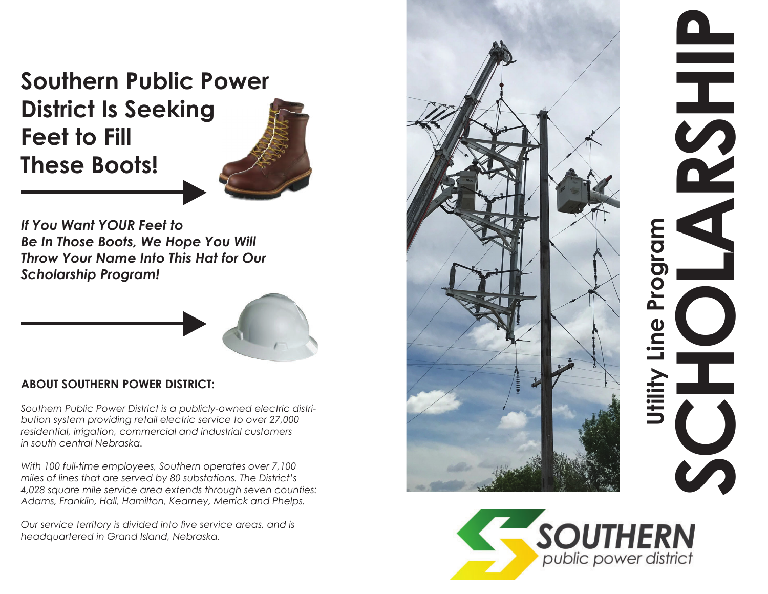# Southern Public Power District Is Seeking Feet to Fill These Boots!

***If You Want YOUR Feet to Be In Those Boots, We Hope You Will Throw Your Name Into This Hat for Our Scholarship Program!***

**ABOUT SOUTHERN POWER DISTRICT:**

*Southern Public Power District is a publicly-owned electric distribution system providing retail electric service to over 27,000 residential, irrigation, commercial and industrial customers in south central Nebraska.*

*With 100 full-time employees, Southern operates over 7,100 miles of lines that are served by 80 substations. The District's 4,028 square mile service area extends through seven counties: Adams, Franklin, Hall, Hamilton, Kearney, Merrick and Phelps.*

*Our service territory is divided into five service areas, and is headquartered in Grand Island, Nebraska.*

# SCHOLARSHIP

## Utility Line Program

SOUTHERN
public power district